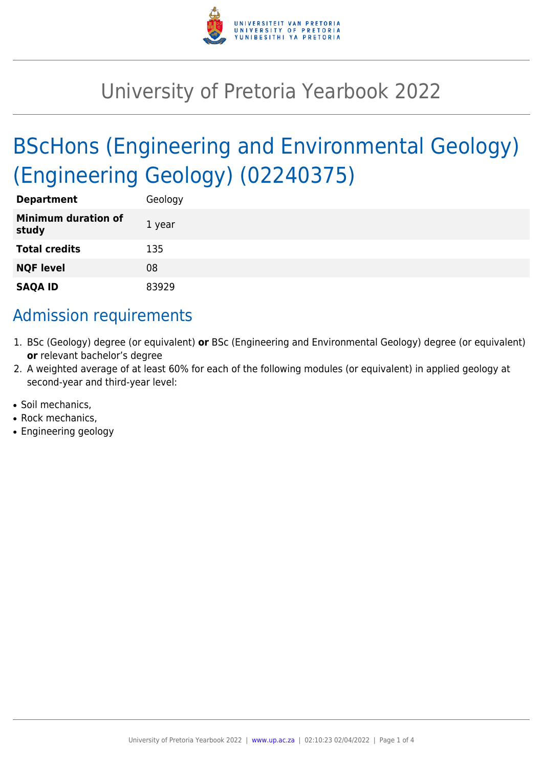# University of Pretoria Yearbook 2022

## BScHons (Engineering and Environmental Geology) (Engineering Geology) (02240375)

| | |
|---|---|
| **Department** | Geology |
| **Minimum duration of study** | 1 year |
| **Total credits** | 135 |
| **NQF level** | 08 |
| **SAQA ID** | 83929 |

## Admission requirements

1. BSc (Geology) degree (or equivalent) **or** BSc (Engineering and Environmental Geology) degree (or equivalent) **or** relevant bachelor's degree
2. A weighted average of at least 60% for each of the following modules (or equivalent) in applied geology at second-year and third-year level:

- Soil mechanics,
- Rock mechanics,
- Engineering geology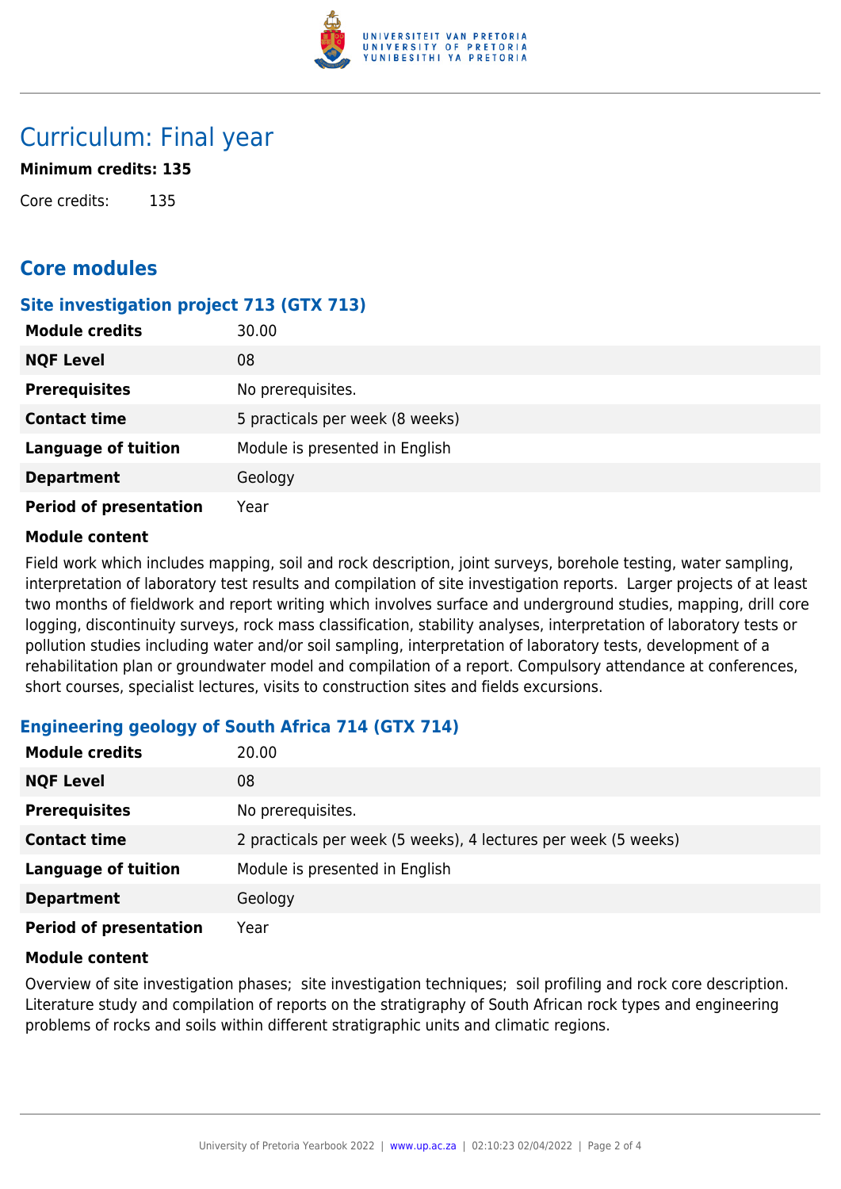# Curriculum: Final year

**Minimum credits: 135**

Core credits: 135

## Core modules

### Site investigation project 713 (GTX 713)

| | |
|---|---|
| **Module credits** | 30.00 |
| **NQF Level** | 08 |
| **Prerequisites** | No prerequisites. |
| **Contact time** | 5 practicals per week (8 weeks) |
| **Language of tuition** | Module is presented in English |
| **Department** | Geology |
| **Period of presentation** | Year |

**Module content**

Field work which includes mapping, soil and rock description, joint surveys, borehole testing, water sampling, interpretation of laboratory test results and compilation of site investigation reports. Larger projects of at least two months of fieldwork and report writing which involves surface and underground studies, mapping, drill core logging, discontinuity surveys, rock mass classification, stability analyses, interpretation of laboratory tests or pollution studies including water and/or soil sampling, interpretation of laboratory tests, development of a rehabilitation plan or groundwater model and compilation of a report. Compulsory attendance at conferences, short courses, specialist lectures, visits to construction sites and fields excursions.

### Engineering geology of South Africa 714 (GTX 714)

| | |
|---|---|
| **Module credits** | 20.00 |
| **NQF Level** | 08 |
| **Prerequisites** | No prerequisites. |
| **Contact time** | 2 practicals per week (5 weeks), 4 lectures per week (5 weeks) |
| **Language of tuition** | Module is presented in English |
| **Department** | Geology |
| **Period of presentation** | Year |

**Module content**

Overview of site investigation phases; site investigation techniques; soil profiling and rock core description. Literature study and compilation of reports on the stratigraphy of South African rock types and engineering problems of rocks and soils within different stratigraphic units and climatic regions.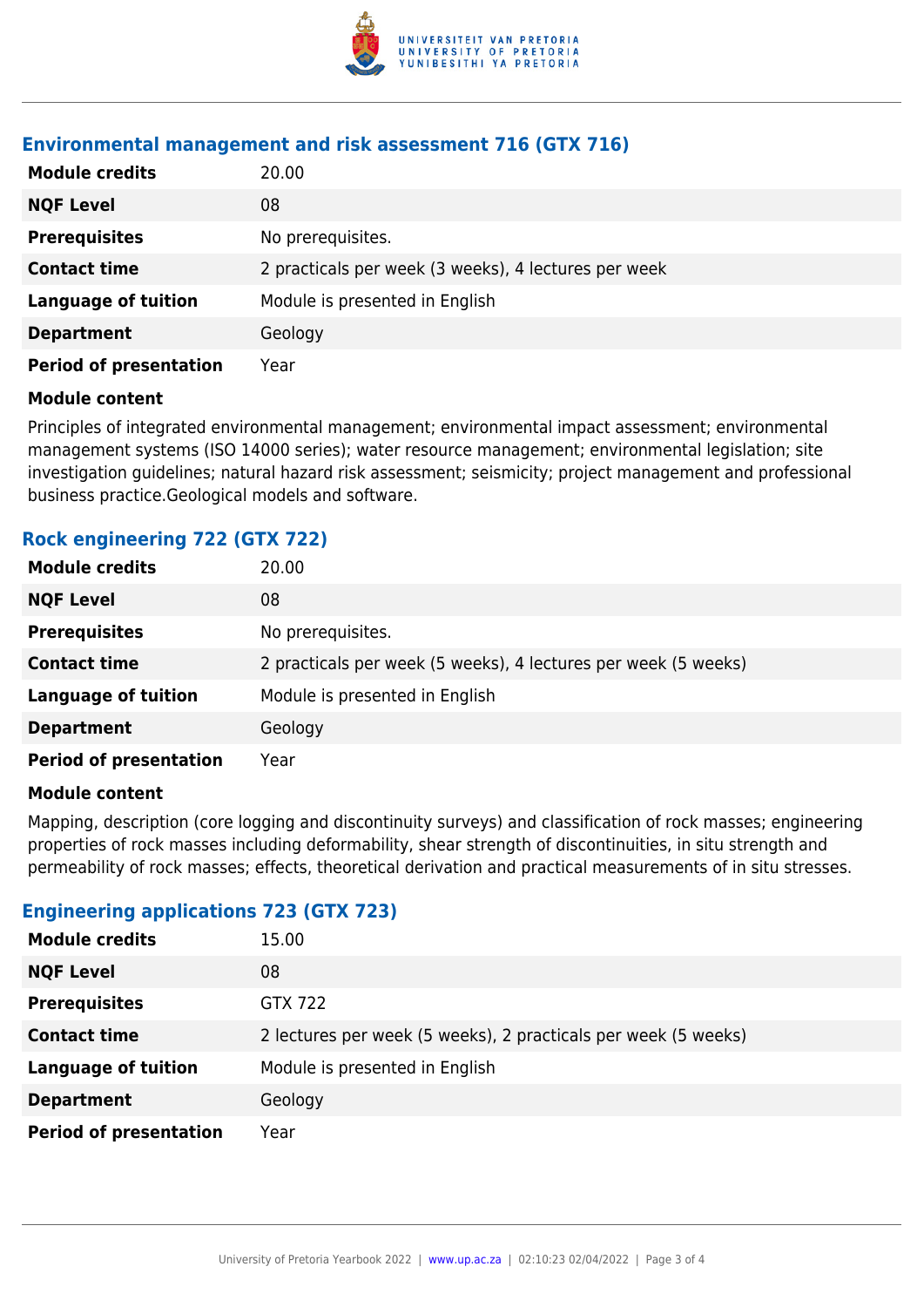### Environmental management and risk assessment 716 (GTX 716)

| | |
|---|---|
| **Module credits** | 20.00 |
| **NQF Level** | 08 |
| **Prerequisites** | No prerequisites. |
| **Contact time** | 2 practicals per week (3 weeks), 4 lectures per week |
| **Language of tuition** | Module is presented in English |
| **Department** | Geology |
| **Period of presentation** | Year |

**Module content**

Principles of integrated environmental management; environmental impact assessment; environmental management systems (ISO 14000 series); water resource management; environmental legislation; site investigation guidelines; natural hazard risk assessment; seismicity; project management and professional business practice.Geological models and software.

### Rock engineering 722 (GTX 722)

| | |
|---|---|
| **Module credits** | 20.00 |
| **NQF Level** | 08 |
| **Prerequisites** | No prerequisites. |
| **Contact time** | 2 practicals per week (5 weeks), 4 lectures per week (5 weeks) |
| **Language of tuition** | Module is presented in English |
| **Department** | Geology |
| **Period of presentation** | Year |

**Module content**

Mapping, description (core logging and discontinuity surveys) and classification of rock masses; engineering properties of rock masses including deformability, shear strength of discontinuities, in situ strength and permeability of rock masses; effects, theoretical derivation and practical measurements of in situ stresses.

### Engineering applications 723 (GTX 723)

| | |
|---|---|
| **Module credits** | 15.00 |
| **NQF Level** | 08 |
| **Prerequisites** | GTX 722 |
| **Contact time** | 2 lectures per week (5 weeks), 2 practicals per week (5 weeks) |
| **Language of tuition** | Module is presented in English |
| **Department** | Geology |
| **Period of presentation** | Year |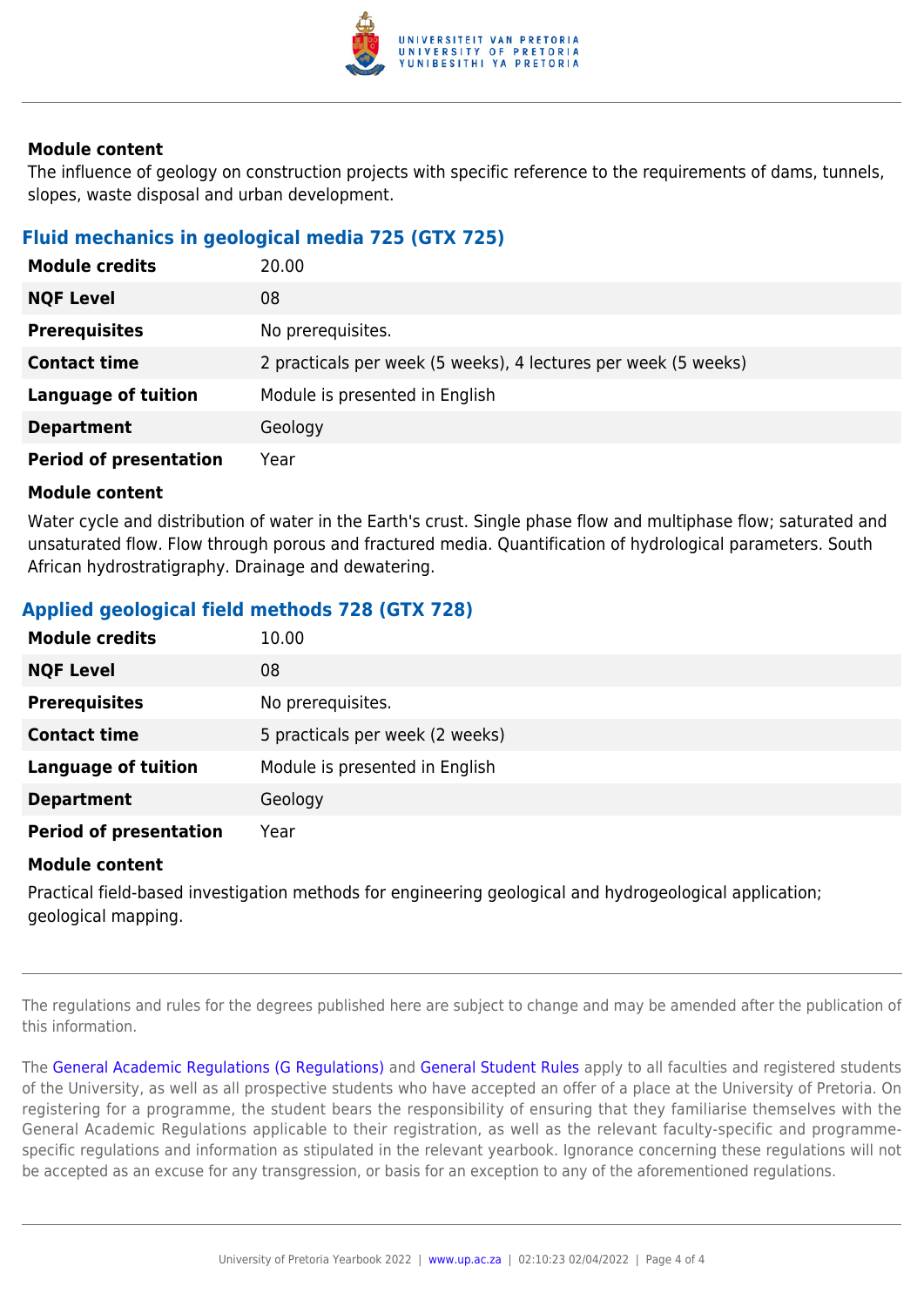#### Module content

The influence of geology on construction projects with specific reference to the requirements of dams, tunnels, slopes, waste disposal and urban development.

### Fluid mechanics in geological media 725 (GTX 725)

| | |
|---|---|
| **Module credits** | 20.00 |
| **NQF Level** | 08 |
| **Prerequisites** | No prerequisites. |
| **Contact time** | 2 practicals per week (5 weeks), 4 lectures per week (5 weeks) |
| **Language of tuition** | Module is presented in English |
| **Department** | Geology |
| **Period of presentation** | Year |

#### Module content

Water cycle and distribution of water in the Earth's crust. Single phase flow and multiphase flow; saturated and unsaturated flow. Flow through porous and fractured media. Quantification of hydrological parameters. South African hydrostratigraphy. Drainage and dewatering.

### Applied geological field methods 728 (GTX 728)

| | |
|---|---|
| **Module credits** | 10.00 |
| **NQF Level** | 08 |
| **Prerequisites** | No prerequisites. |
| **Contact time** | 5 practicals per week (2 weeks) |
| **Language of tuition** | Module is presented in English |
| **Department** | Geology |
| **Period of presentation** | Year |

#### Module content

Practical field-based investigation methods for engineering geological and hydrogeological application; geological mapping.

The regulations and rules for the degrees published here are subject to change and may be amended after the publication of this information.

The General Academic Regulations (G Regulations) and General Student Rules apply to all faculties and registered students of the University, as well as all prospective students who have accepted an offer of a place at the University of Pretoria. On registering for a programme, the student bears the responsibility of ensuring that they familiarise themselves with the General Academic Regulations applicable to their registration, as well as the relevant faculty-specific and programme-specific regulations and information as stipulated in the relevant yearbook. Ignorance concerning these regulations will not be accepted as an excuse for any transgression, or basis for an exception to any of the aforementioned regulations.